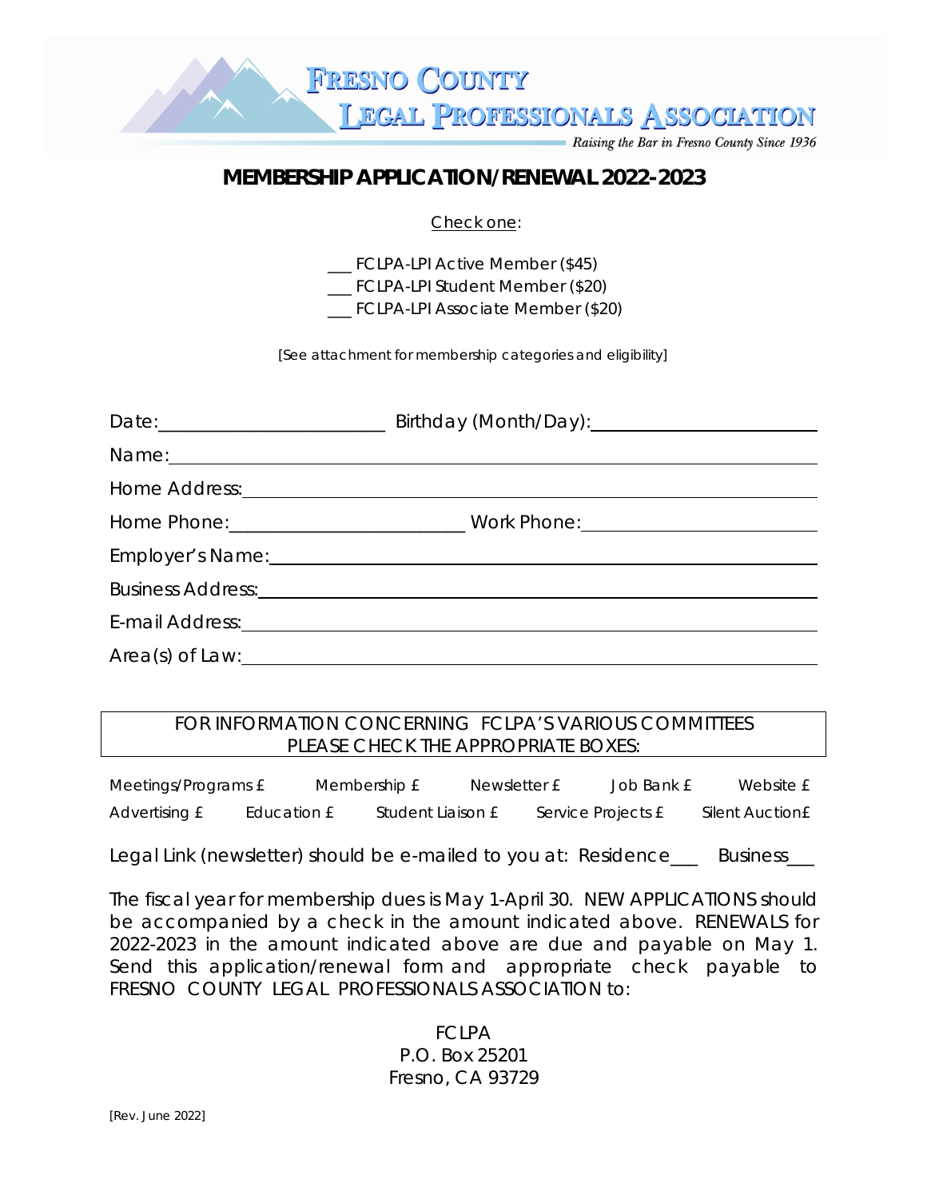# FRESNO COUNTY LEGAL PROFESSIONALS ASSOCIATION

*Raising the Bar in Fresno County Since 1936*

## MEMBERSHIP APPLICATION/RENEWAL 2022-2023

Check one:

___ FCLPA-LPI Active Member ($45)
___ FCLPA-LPI Student Member ($20)
___ FCLPA-LPI Associate Member ($20)

*[See attachment for membership categories and eligibility]*

Date:______________________ Birthday (Month/Day):______________________

Name:______________________________________________________________

Home Address:_______________________________________________________

Home Phone:______________________ Work Phone:______________________

Employer's Name:_____________________________________________________

Business Address:_____________________________________________________

E-mail Address:_______________________________________________________

Area(s) of Law:_______________________________________________________

FOR INFORMATION CONCERNING FCLPA'S VARIOUS COMMITTEES PLEASE CHECK THE APPROPRIATE BOXES:

*Meetings/Programs £ Membership £ Newsletter £ Job Bank £ Website £*
*Advertising £ Education £ Student Liaison £ Service Projects £ Silent Auction£*

Legal Link (newsletter) should be e-mailed to you at: Residence___ Business___

The fiscal year for membership dues is May 1-April 30. NEW APPLICATIONS should be accompanied by a check in the amount indicated above. RENEWALS for 2022-2023 in the amount indicated above are due and payable on May 1. Send this application/renewal form and appropriate check payable to FRESNO COUNTY LEGAL PROFESSIONALS ASSOCIATION to:

FCLPA
P.O. Box 25201
Fresno, CA 93729

[Rev. June 2022]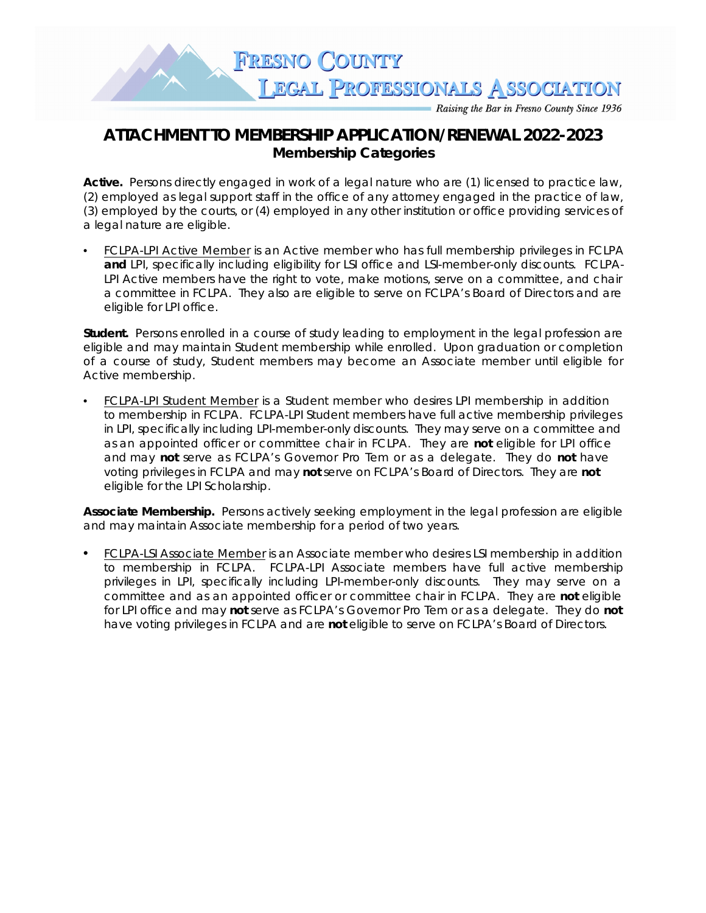# FRESNO COUNTY LEGAL PROFESSIONALS ASSOCIATION

*Raising the Bar in Fresno County Since 1936*

## ATTACHMENT TO MEMBERSHIP APPLICATION/RENEWAL 2022-2023

### Membership Categories

**Active.** Persons directly engaged in work of a legal nature who are (1) licensed to practice law, (2) employed as legal support staff in the office of any attorney engaged in the practice of law, (3) employed by the courts, or (4) employed in any other institution or office providing services of a legal nature are eligible.

- FCLPA-LPI Active Member is an Active member who has full membership privileges in FCLPA **and** LPI, specifically including eligibility for LSI office and LSI-member-only discounts. FCLPA-LPI Active members have the right to vote, make motions, serve on a committee, and chair a committee in FCLPA. They also are eligible to serve on FCLPA's Board of Directors and are eligible for LPI office.

**Student.** Persons enrolled in a course of study leading to employment in the legal profession are eligible and may maintain Student membership while enrolled. Upon graduation or completion of a course of study, Student members may become an Associate member until eligible for Active membership.

- FCLPA-LPI Student Member is a Student member who desires LPI membership in addition to membership in FCLPA. FCLPA-LPI Student members have full active membership privileges in LPI, specifically including LPI-member-only discounts. They may serve on a committee and as an appointed officer or committee chair in FCLPA. They are **not** eligible for LPI office and may **not** serve as FCLPA's Governor Pro Tem or as a delegate. They do **not** have voting privileges in FCLPA and may **not** serve on FCLPA's Board of Directors. They are **not** eligible for the LPI Scholarship.

**Associate Membership.** Persons actively seeking employment in the legal profession are eligible and may maintain Associate membership for a period of two years.

- FCLPA-LSI Associate Member is an Associate member who desires LSI membership in addition to membership in FCLPA. FCLPA-LPI Associate members have full active membership privileges in LPI, specifically including LPI-member-only discounts. They may serve on a committee and as an appointed officer or committee chair in FCLPA. They are **not** eligible for LPI office and may **not** serve as FCLPA's Governor Pro Tem or as a delegate. They do **not** have voting privileges in FCLPA and are **not** eligible to serve on FCLPA's Board of Directors.